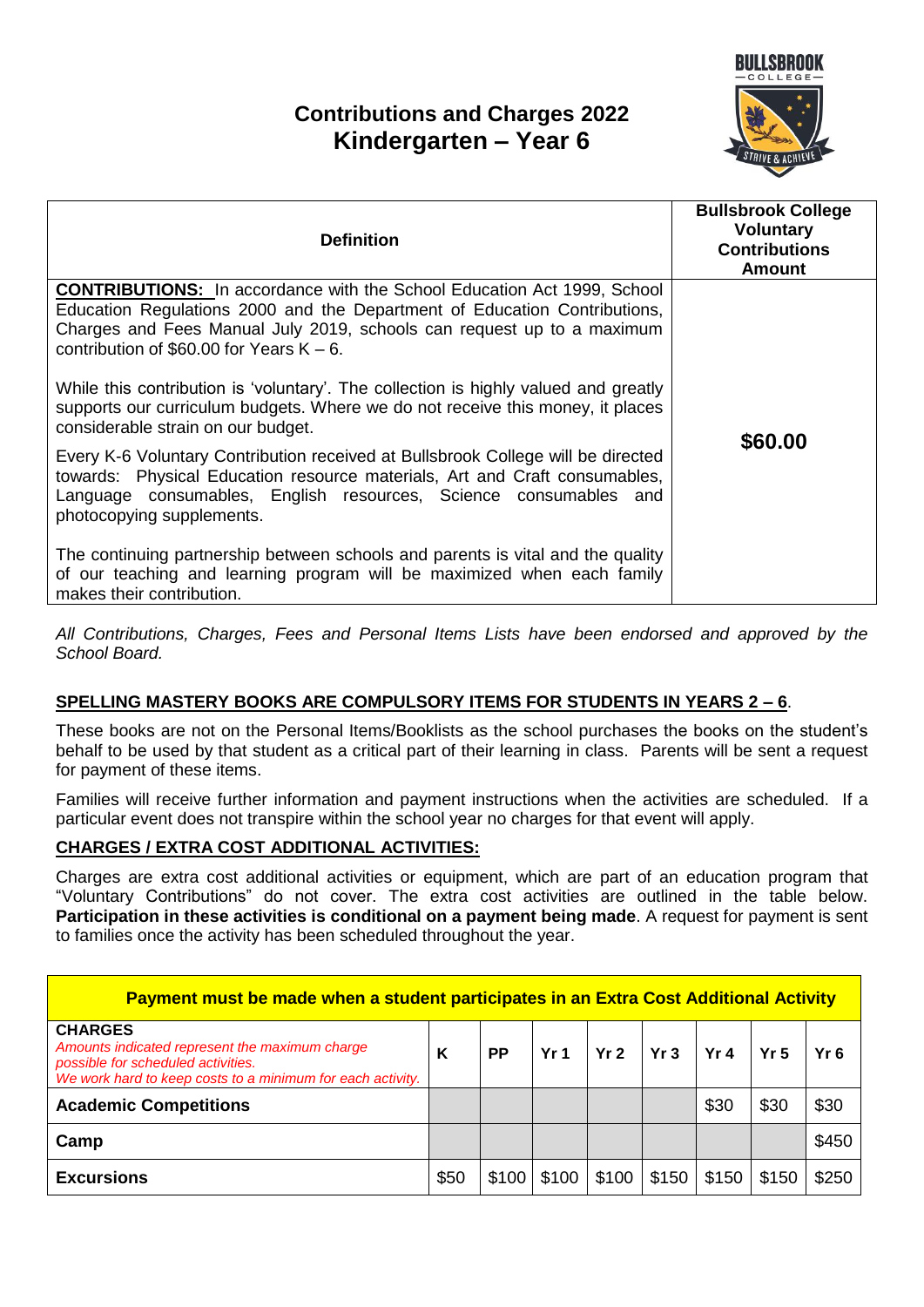# Contributions and Charges 2022
# Kindergarten – Year 6

| Definition | Bullsbrook College Voluntary Contributions Amount |
|---|---|
| **CONTRIBUTIONS:** In accordance with the School Education Act 1999, School Education Regulations 2000 and the Department of Education Contributions, Charges and Fees Manual July 2019, schools can request up to a maximum contribution of $60.00 for Years K – 6.<br><br>While this contribution is 'voluntary'. The collection is highly valued and greatly supports our curriculum budgets. Where we do not receive this money, it places considerable strain on our budget.<br><br>Every K-6 Voluntary Contribution received at Bullsbrook College will be directed towards: Physical Education resource materials, Art and Craft consumables, Language consumables, English resources, Science consumables and photocopying supplements.<br><br>The continuing partnership between schools and parents is vital and the quality of our teaching and learning program will be maximized when each family makes their contribution. | **$60.00** |

*All Contributions, Charges, Fees and Personal Items Lists have been endorsed and approved by the School Board.*

**SPELLING MASTERY BOOKS ARE COMPULSORY ITEMS FOR STUDENTS IN YEARS 2 – 6**.

These books are not on the Personal Items/Booklists as the school purchases the books on the student's behalf to be used by that student as a critical part of their learning in class. Parents will be sent a request for payment of these items.

Families will receive further information and payment instructions when the activities are scheduled. If a particular event does not transpire within the school year no charges for that event will apply.

**CHARGES / EXTRA COST ADDITIONAL ACTIVITIES:**

Charges are extra cost additional activities or equipment, which are part of an education program that "Voluntary Contributions" do not cover. The extra cost activities are outlined in the table below. **Participation in these activities is conditional on a payment being made**. A request for payment is sent to families once the activity has been scheduled throughout the year.

| **Payment must be made when a student participates in an Extra Cost Additional Activity** | | | | | | | | |
|---|---|---|---|---|---|---|---|---|
| **CHARGES**<br>*Amounts indicated represent the maximum charge possible for scheduled activities.*<br>*We work hard to keep costs to a minimum for each activity.* | **K** | **PP** | **Yr 1** | **Yr 2** | **Yr 3** | **Yr 4** | **Yr 5** | **Yr 6** |
| **Academic Competitions** | | | | | | $30 | $30 | $30 |
| **Camp** | | | | | | | | $450 |
| **Excursions** | $50 | $100 | $100 | $100 | $150 | $150 | $150 | $250 |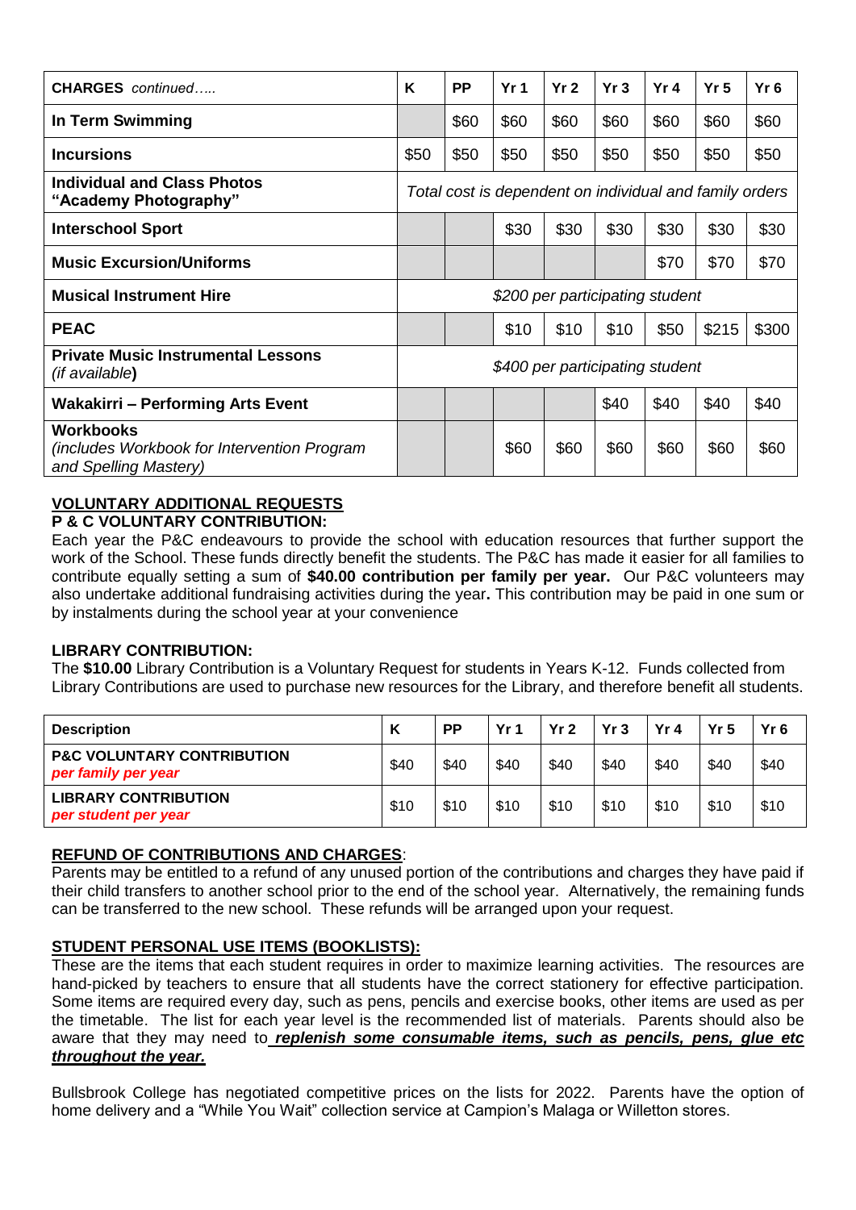| **CHARGES** *continued…..* | **K** | **PP** | **Yr 1** | **Yr 2** | **Yr 3** | **Yr 4** | **Yr 5** | **Yr 6** |
|---|---|---|---|---|---|---|---|---|
| **In Term Swimming** | | $60 | $60 | $60 | $60 | $60 | $60 | $60 |
| **Incursions** | $50 | $50 | $50 | $50 | $50 | $50 | $50 | $50 |
| **Individual and Class Photos "Academy Photography"** | *Total cost is dependent on individual and family orders* | | | | | | | |
| **Interschool Sport** | | | $30 | $30 | $30 | $30 | $30 | $30 |
| **Music Excursion/Uniforms** | | | | | | $70 | $70 | $70 |
| **Musical Instrument Hire** | *$200 per participating student* | | | | | | | |
| **PEAC** | | | $10 | $10 | $10 | $50 | $215 | $300 |
| **Private Music Instrumental Lessons** *(if available)* | *$400 per participating student* | | | | | | | |
| **Wakakirri – Performing Arts Event** | | | | | $40 | $40 | $40 | $40 |
| **Workbooks** *(includes Workbook for Intervention Program and Spelling Mastery)* | | | $60 | $60 | $60 | $60 | $60 | $60 |

## VOLUNTARY ADDITIONAL REQUESTS

**P & C VOLUNTARY CONTRIBUTION:**

Each year the P&C endeavours to provide the school with education resources that further support the work of the School. These funds directly benefit the students. The P&C has made it easier for all families to contribute equally setting a sum of **$40.00 contribution per family per year.** Our P&C volunteers may also undertake additional fundraising activities during the year**.** This contribution may be paid in one sum or by instalments during the school year at your convenience

**LIBRARY CONTRIBUTION:**

The **$10.00** Library Contribution is a Voluntary Request for students in Years K-12. Funds collected from Library Contributions are used to purchase new resources for the Library, and therefore benefit all students.

| **Description** | **K** | **PP** | **Yr 1** | **Yr 2** | **Yr 3** | **Yr 4** | **Yr 5** | **Yr 6** |
|---|---|---|---|---|---|---|---|---|
| **P&C VOLUNTARY CONTRIBUTION** *per family per year* | $40 | $40 | $40 | $40 | $40 | $40 | $40 | $40 |
| **LIBRARY CONTRIBUTION** *per student per year* | $10 | $10 | $10 | $10 | $10 | $10 | $10 | $10 |

**REFUND OF CONTRIBUTIONS AND CHARGES**:

Parents may be entitled to a refund of any unused portion of the contributions and charges they have paid if their child transfers to another school prior to the end of the school year. Alternatively, the remaining funds can be transferred to the new school. These refunds will be arranged upon your request.

**STUDENT PERSONAL USE ITEMS (BOOKLISTS):**

These are the items that each student requires in order to maximize learning activities. The resources are hand-picked by teachers to ensure that all students have the correct stationery for effective participation. Some items are required every day, such as pens, pencils and exercise books, other items are used as per the timetable. The list for each year level is the recommended list of materials. Parents should also be aware that they may need to ***replenish some consumable items, such as pencils, pens, glue etc throughout the year.***

Bullsbrook College has negotiated competitive prices on the lists for 2022. Parents have the option of home delivery and a "While You Wait" collection service at Campion's Malaga or Willetton stores.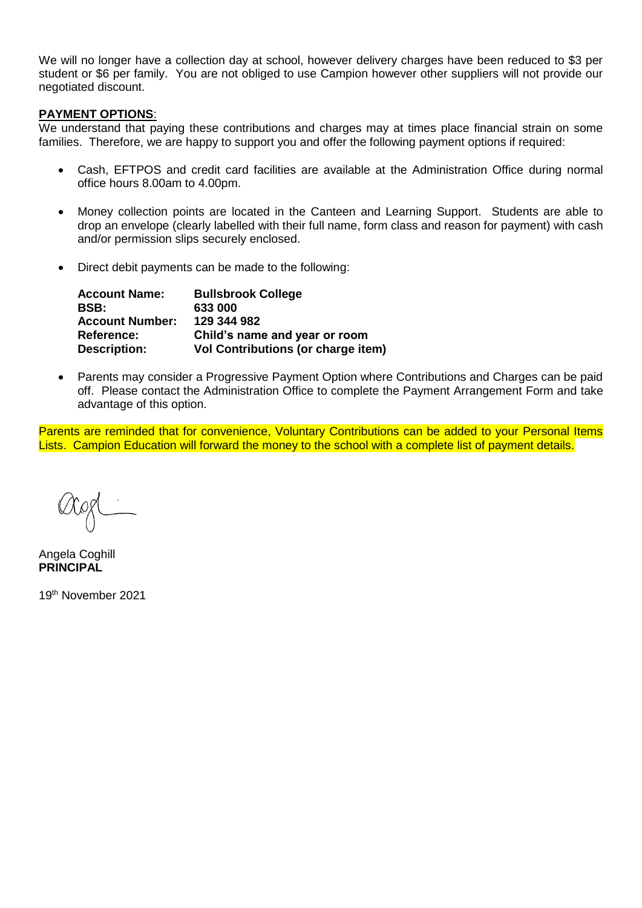We will no longer have a collection day at school, however delivery charges have been reduced to $3 per student or $6 per family. You are not obliged to use Campion however other suppliers will not provide our negotiated discount.

**PAYMENT OPTIONS**:

We understand that paying these contributions and charges may at times place financial strain on some families. Therefore, we are happy to support you and offer the following payment options if required:

- Cash, EFTPOS and credit card facilities are available at the Administration Office during normal office hours 8.00am to 4.00pm.

- Money collection points are located in the Canteen and Learning Support. Students are able to drop an envelope (clearly labelled with their full name, form class and reason for payment) with cash and/or permission slips securely enclosed.

- Direct debit payments can be made to the following:

  **Account Name:** **Bullsbrook College**
  **BSB:** **633 000**
  **Account Number:** **129 344 982**
  **Reference:** **Child's name and year or room**
  **Description:** **Vol Contributions (or charge item)**

- Parents may consider a Progressive Payment Option where Contributions and Charges can be paid off. Please contact the Administration Office to complete the Payment Arrangement Form and take advantage of this option.

Parents are reminded that for convenience, Voluntary Contributions can be added to your Personal Items Lists. Campion Education will forward the money to the school with a complete list of payment details.

Angela Coghill
**PRINCIPAL**

19th November 2021